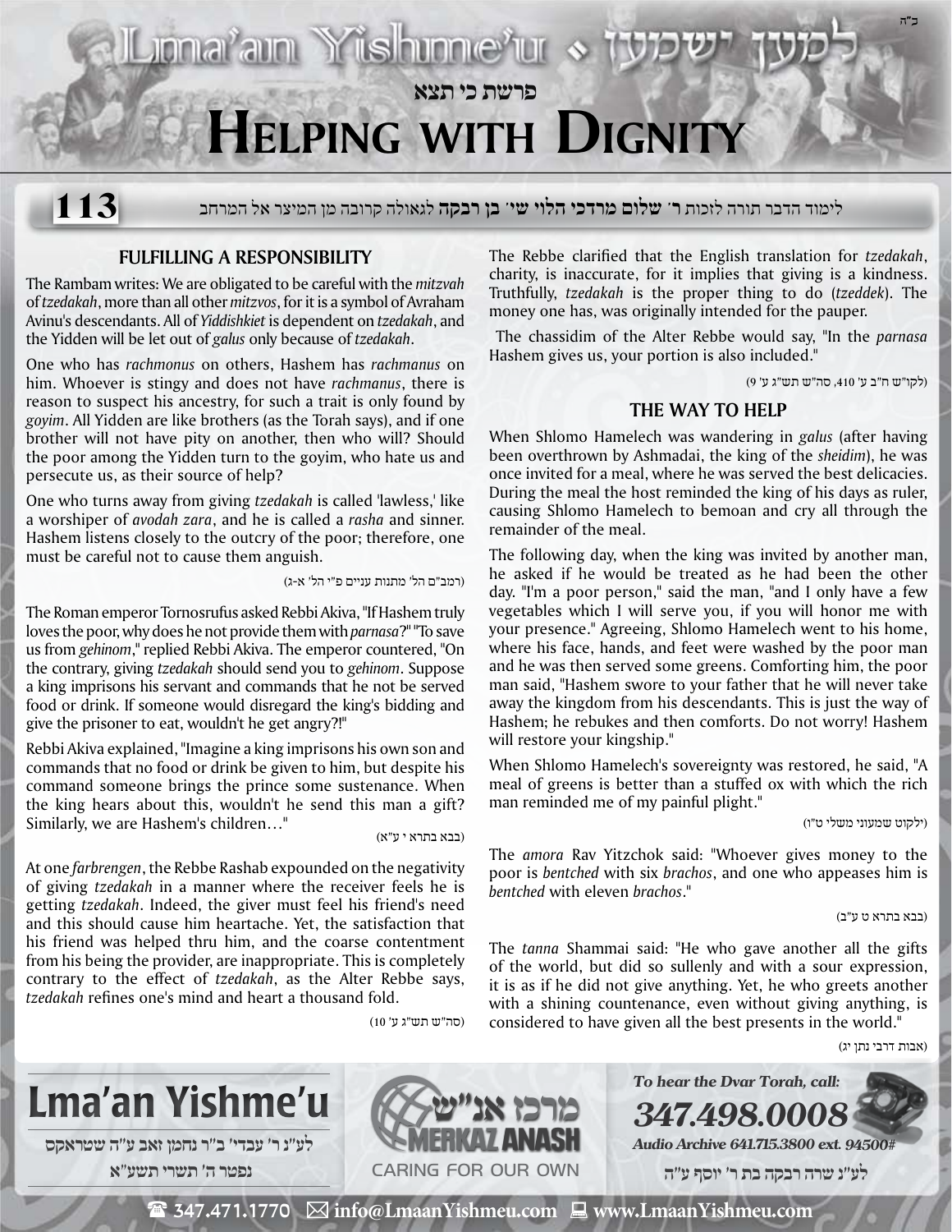# פרשת כי תצא

# Helping with Dignity

**113**

לימוד הדבר תורה לזכות **ר׳ שלום מרדכי הלוי שי׳ בן רבקה** לגאולה קרובה מן המיצר אל המרחב

## FULFILLING A RESPONSIBILITY

The Rambam writes: We are obligated to be careful with the *mitzvah* of *tzedakah*, more than all other *mitzvos*, for it is a symbol of Avraham Avinu's descendants. All of *Yiddishkiet* is dependent on *tzedakah*, and the Yidden will be let out of *galus* only because of *tzedakah*.

One who has *rachmonus* on others, Hashem has *rachmanus* on him. Whoever is stingy and does not have *rachmanus*, there is reason to suspect his ancestry, for such a trait is only found by *goyim*. All Yidden are like brothers (as the Torah says), and if one brother will not have pity on another, then who will? Should the poor among the Yidden turn to the goyim, who hate us and persecute us, as their source of help?

One who turns away from giving *tzedakah* is called 'lawless,' like a worshiper of *avodah zara*, and he is called a *rasha* and sinner. Hashem listens closely to the outcry of the poor; therefore, one must be careful not to cause them anguish.

(רמב"ם הל' מתנות עניים פ"י הל' א-ג)

The Roman emperor Tornosrufus asked Rebbi Akiva, "If Hashem truly loves the poor, why does he not provide them with *parnasa*?" "To save us from *gehinom*," replied Rebbi Akiva. The emperor countered, "On the contrary, giving *tzedakah* should send you to *gehinom*. Suppose a king imprisons his servant and commands that he not be served food or drink. If someone would disregard the king's bidding and give the prisoner to eat, wouldn't he get angry?!"

Rebbi Akiva explained, "Imagine a king imprisons his own son and commands that no food or drink be given to him, but despite his command someone brings the prince some sustenance. When the king hears about this, wouldn't he send this man a gift? Similarly, we are Hashem's children…"

(בבא בתרא י ע"א)

At one *farbrengen*, the Rebbe Rashab expounded on the negativity of giving *tzedakah* in a manner where the receiver feels he is getting *tzedakah*. Indeed, the giver must feel his friend's need and this should cause him heartache. Yet, the satisfaction that his friend was helped thru him, and the coarse contentment from his being the provider, are inappropriate. This is completely contrary to the effect of *tzedakah*, as the Alter Rebbe says, *tzedakah* refines one's mind and heart a thousand fold.

(סה"ש תש"ג ע' 10)

The Rebbe clarified that the English translation for *tzedakah*, charity, is inaccurate, for it implies that giving is a kindness. Truthfully, *tzedakah* is the proper thing to do (*tzeddek*). The money one has, was originally intended for the pauper.

The chassidim of the Alter Rebbe would say, "In the *parnasa* Hashem gives us, your portion is also included."

(לקו"ש ח"ב ע' 410, סה"ש תש"ג ע' 9)

## THE WAY TO HELP

When Shlomo Hamelech was wandering in *galus* (after having been overthrown by Ashmadai, the king of the *sheidim*), he was once invited for a meal, where he was served the best delicacies. During the meal the host reminded the king of his days as ruler, causing Shlomo Hamelech to bemoan and cry all through the remainder of the meal.

The following day, when the king was invited by another man, he asked if he would be treated as he had been the other day. "I'm a poor person," said the man, "and I only have a few vegetables which I will serve you, if you will honor me with your presence." Agreeing, Shlomo Hamelech went to his home, where his face, hands, and feet were washed by the poor man and he was then served some greens. Comforting him, the poor man said, "Hashem swore to your father that he will never take away the kingdom from his descendants. This is just the way of Hashem; he rebukes and then comforts. Do not worry! Hashem will restore your kingship."

When Shlomo Hamelech's sovereignty was restored, he said, "A meal of greens is better than a stuffed ox with which the rich man reminded me of my painful plight."

(ילקוט שמעוני משלי ט"ו)

The *amora* Rav Yitzchok said: "Whoever gives money to the poor is *bentched* with six *brachos*, and one who appeases him is *bentched* with eleven *brachos*."

(בבא בתרא ט ע"ב)

The *tanna* Shammai said: "He who gave another all the gifts of the world, but did so sullenly and with a sour expression, it is as if he did not give anything. Yet, he who greets another with a shining countenance, even without giving anything, is considered to have given all the best presents in the world."

(אבות דרבי נתן יג)

**Lma'an Yishme'u**

לע"נ ר' עבדי' ב"ר נחמן זאב ע"ה שטראקס
נפטר ה' תשרי תשע"א

מרכז אנ"ש MERKAZ ANASH — CARING FOR OUR OWN

*To hear the Dvar Torah, call:* ***347.498.0008***
*Audio Archive 641.715.3800 ext. 94500#*

לע"נ שרה רבקה בת ר' יוסף ע"ה

347.471.1770 | info@LmaanYishmeu.com | www.LmaanYishmeu.com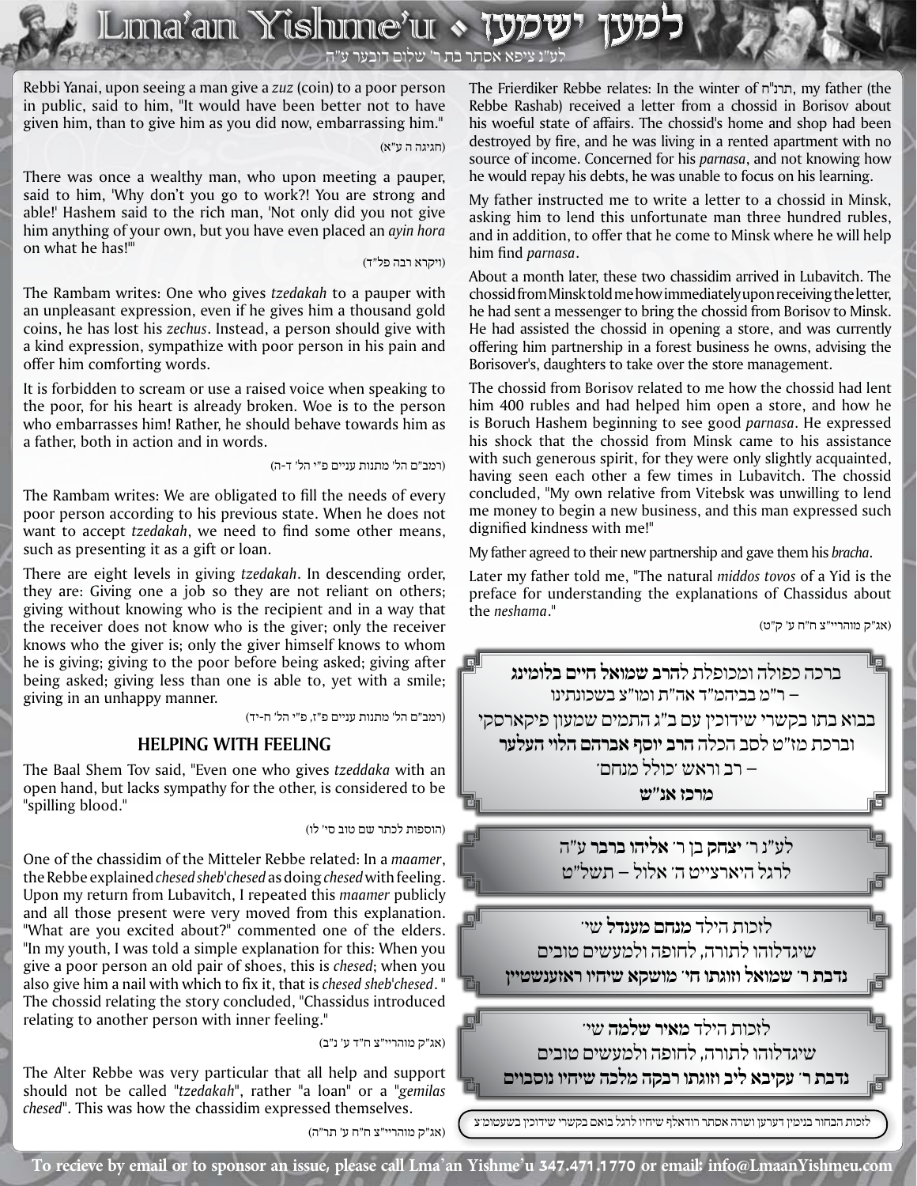Rebbi Yanai, upon seeing a man give a *zuz* (coin) to a poor person in public, said to him, "It would have been better not to have given him, than to give him as you did now, embarrassing him."

(חגיגה ה ע"א)

There was once a wealthy man, who upon meeting a pauper, said to him, 'Why don't you go to work?! You are strong and able!' Hashem said to the rich man, 'Not only did you not give him anything of your own, but you have even placed an *ayin hora* on what he has!'"

(ויקרא רבה פל"ד)

The Rambam writes: One who gives *tzedakah* to a pauper with an unpleasant expression, even if he gives him a thousand gold coins, he has lost his *zechus*. Instead, a person should give with a kind expression, sympathize with poor person in his pain and offer him comforting words.

It is forbidden to scream or use a raised voice when speaking to the poor, for his heart is already broken. Woe is to the person who embarrasses him! Rather, he should behave towards him as a father, both in action and in words.

(רמב"ם הל' מתנות עניים פ"י הל' ד-ה)

The Rambam writes: We are obligated to fill the needs of every poor person according to his previous state. When he does not want to accept *tzedakah*, we need to find some other means, such as presenting it as a gift or loan.

There are eight levels in giving *tzedakah*. In descending order, they are: Giving one a job so they are not reliant on others; giving without knowing who is the recipient and in a way that the receiver does not know who is the giver; only the receiver knows who the giver is; only the giver himself knows to whom he is giving; giving to the poor before being asked; giving after being asked; giving less than one is able to, yet with a smile; giving in an unhappy manner.

(רמב"ם הל' מתנות עניים פ"ז, פ"י הל' ח-יד)

## HELPING WITH FEELING

The Baal Shem Tov said, "Even one who gives *tzeddaka* with an open hand, but lacks sympathy for the other, is considered to be "spilling blood."

(הוספות לכתר שם טוב סי' לו)

One of the chassidim of the Mitteler Rebbe related: In a *maamer*, the Rebbe explained *chesed sheb'chesed* as doing *chesed* with feeling. Upon my return from Lubavitch, I repeated this *maamer* publicly and all those present were very moved from this explanation. "What are you excited about?" commented one of the elders. "In my youth, I was told a simple explanation for this: When you give a poor person an old pair of shoes, this is *chesed*; when you also give him a nail with which to fix it, that is *chesed sheb'chesed*. " The chassid relating the story concluded, "Chassidus introduced relating to another person with inner feeling."

(אג"ק מוהריי"צ ח"ד ע' נ"ב)

The Alter Rebbe was very particular that all help and support should not be called "*tzedakah*", rather "a loan" or a "*gemilas chesed*". This was how the chassidim expressed themselves.

(אג"ק מוהריי"צ ח"ח ע' תר"ה)

The Frierdiker Rebbe relates: In the winter of תרנ"ח, my father (the Rebbe Rashab) received a letter from a chossid in Borisov about his woeful state of affairs. The chossid's home and shop had been destroyed by fire, and he was living in a rented apartment with no source of income. Concerned for his *parnasa*, and not knowing how he would repay his debts, he was unable to focus on his learning.

My father instructed me to write a letter to a chossid in Minsk, asking him to lend this unfortunate man three hundred rubles, and in addition, to offer that he come to Minsk where he will help him find *parnasa*.

About a month later, these two chassidim arrived in Lubavitch. The chossid from Minsk told me how immediately upon receiving the letter, he had sent a messenger to bring the chossid from Borisov to Minsk. He had assisted the chossid in opening a store, and was currently offering him partnership in a forest business he owns, advising the Borisover's, daughters to take over the store management.

The chossid from Borisov related to me how the chossid had lent him 400 rubles and had helped him open a store, and how he is Boruch Hashem beginning to see good *parnasa*. He expressed his shock that the chossid from Minsk came to his assistance with such generous spirit, for they were only slightly acquainted, having seen each other a few times in Lubavitch. The chossid concluded, "My own relative from Vitebsk was unwilling to lend me money to begin a new business, and this man expressed such dignified kindness with me!"

My father agreed to their new partnership and gave them his *bracha*.

Later my father told me, "The natural *middos tovos* of a Yid is the preface for understanding the explanations of Chassidus about the *neshama*."

(אג"ק מוהריי"צ ח"ח ע' ק"ט)

ברכה כפולה ומכופלת ל**הרב שמואל חיים בלומינג**
– ר"מ בביהמ"ד אה"ת ומו"צ בשכונתינו
בבוא בתו בקשרי שידוכין עם ב"ג התמים שמעון פיקארסקי
וברכת מז"ט לסב הכלה **הרב יוסף אברהם הלוי העלער**
– רב וראש 'כולל מנחם'
**מרכז אנ"ש**

לע"נ ר' **יצחק** בן ר' **אליהו ברבר** ע"ה
לרגל היארצייט ה' אלול – תשל"ט

לזכות הילד **מנחם מענדל** שי'
שיגדלוהו לתורה, לחופה ולמעשים טובים
**נדבת ר' שמואל וזוגתו חי' מושקא שיחיו ראזענשטיין**

לזכות הילד **מאיר שלמה** שי'
שיגדלוהו לתורה, לחופה ולמעשים טובים
**נדבת ר' עקיבא ליב וזוגתו רבקה מלכה שיחיו נוסבוים**

לזכות הבחור בנימין דערען ושרה אסתר רודאלף שיחיו לרגל בואם בקשרי שידוכין בשעטומ"צ